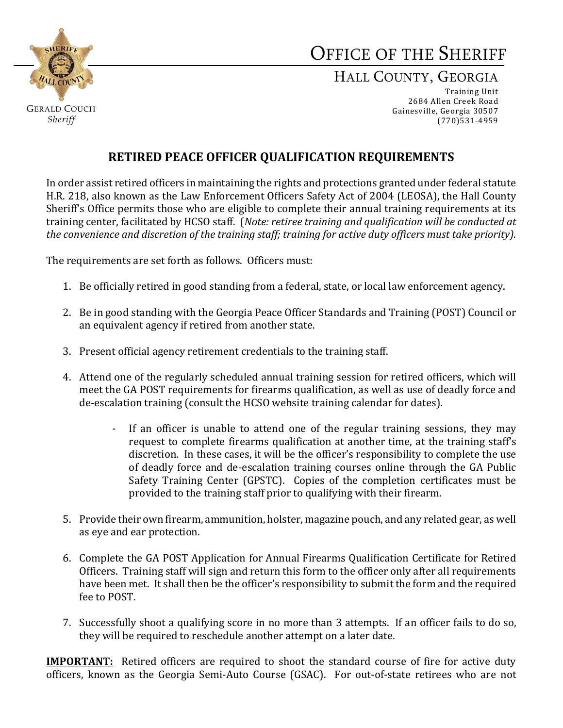GERALD COUCH
*Sheriff*

# OFFICE OF THE SHERIFF

## HALL COUNTY, GEORGIA

Training Unit
2684 Allen Creek Road
Gainesville, Georgia 30507
(770)531-4959

## RETIRED PEACE OFFICER QUALIFICATION REQUIREMENTS

In order assist retired officers in maintaining the rights and protections granted under federal statute H.R. 218, also known as the Law Enforcement Officers Safety Act of 2004 (LEOSA), the Hall County Sheriff's Office permits those who are eligible to complete their annual training requirements at its training center, facilitated by HCSO staff. (*Note: retiree training and qualification will be conducted at the convenience and discretion of the training staff; training for active duty officers must take priority).*

The requirements are set forth as follows. Officers must:

1. Be officially retired in good standing from a federal, state, or local law enforcement agency.

2. Be in good standing with the Georgia Peace Officer Standards and Training (POST) Council or an equivalent agency if retired from another state.

3. Present official agency retirement credentials to the training staff.

4. Attend one of the regularly scheduled annual training session for retired officers, which will meet the GA POST requirements for firearms qualification, as well as use of deadly force and de-escalation training (consult the HCSO website training calendar for dates).

    - If an officer is unable to attend one of the regular training sessions, they may request to complete firearms qualification at another time, at the training staff's discretion. In these cases, it will be the officer's responsibility to complete the use of deadly force and de-escalation training courses online through the GA Public Safety Training Center (GPSTC). Copies of the completion certificates must be provided to the training staff prior to qualifying with their firearm.

5. Provide their own firearm, ammunition, holster, magazine pouch, and any related gear, as well as eye and ear protection.

6. Complete the GA POST Application for Annual Firearms Qualification Certificate for Retired Officers. Training staff will sign and return this form to the officer only after all requirements have been met. It shall then be the officer's responsibility to submit the form and the required fee to POST.

7. Successfully shoot a qualifying score in no more than 3 attempts. If an officer fails to do so, they will be required to reschedule another attempt on a later date.

**IMPORTANT:** Retired officers are required to shoot the standard course of fire for active duty officers, known as the Georgia Semi-Auto Course (GSAC). For out-of-state retirees who are not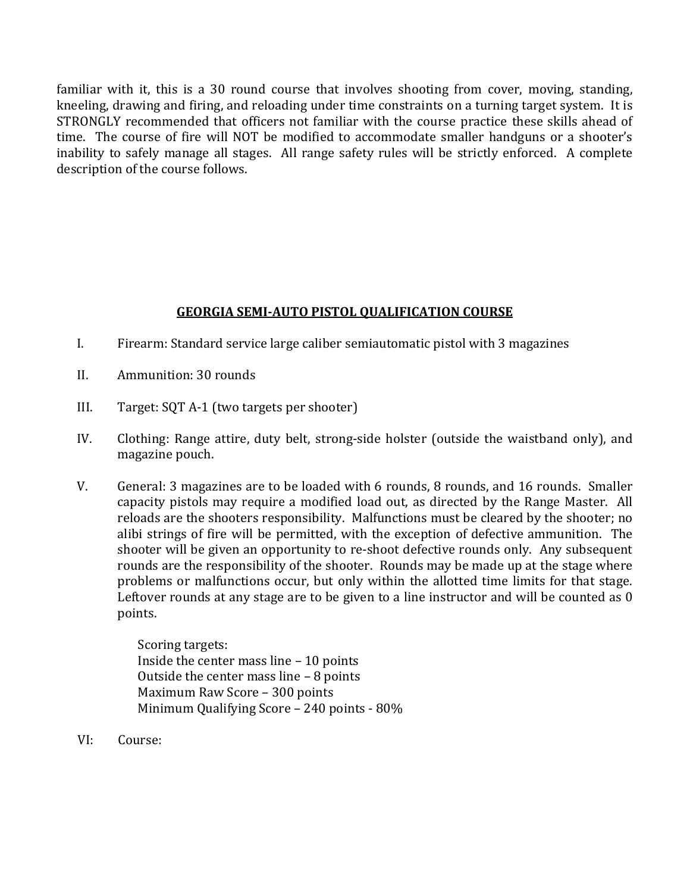familiar with it, this is a 30 round course that involves shooting from cover, moving, standing, kneeling, drawing and firing, and reloading under time constraints on a turning target system. It is STRONGLY recommended that officers not familiar with the course practice these skills ahead of time. The course of fire will NOT be modified to accommodate smaller handguns or a shooter's inability to safely manage all stages. All range safety rules will be strictly enforced. A complete description of the course follows.

## GEORGIA SEMI-AUTO PISTOL QUALIFICATION COURSE

I. Firearm: Standard service large caliber semiautomatic pistol with 3 magazines

II. Ammunition: 30 rounds

III. Target: SQT A-1 (two targets per shooter)

IV. Clothing: Range attire, duty belt, strong-side holster (outside the waistband only), and magazine pouch.

V. General: 3 magazines are to be loaded with 6 rounds, 8 rounds, and 16 rounds. Smaller capacity pistols may require a modified load out, as directed by the Range Master. All reloads are the shooters responsibility. Malfunctions must be cleared by the shooter; no alibi strings of fire will be permitted, with the exception of defective ammunition. The shooter will be given an opportunity to re-shoot defective rounds only. Any subsequent rounds are the responsibility of the shooter. Rounds may be made up at the stage where problems or malfunctions occur, but only within the allotted time limits for that stage. Leftover rounds at any stage are to be given to a line instructor and will be counted as 0 points.

  Scoring targets:
  Inside the center mass line – 10 points
  Outside the center mass line – 8 points
  Maximum Raw Score – 300 points
  Minimum Qualifying Score – 240 points - 80%

VI: Course: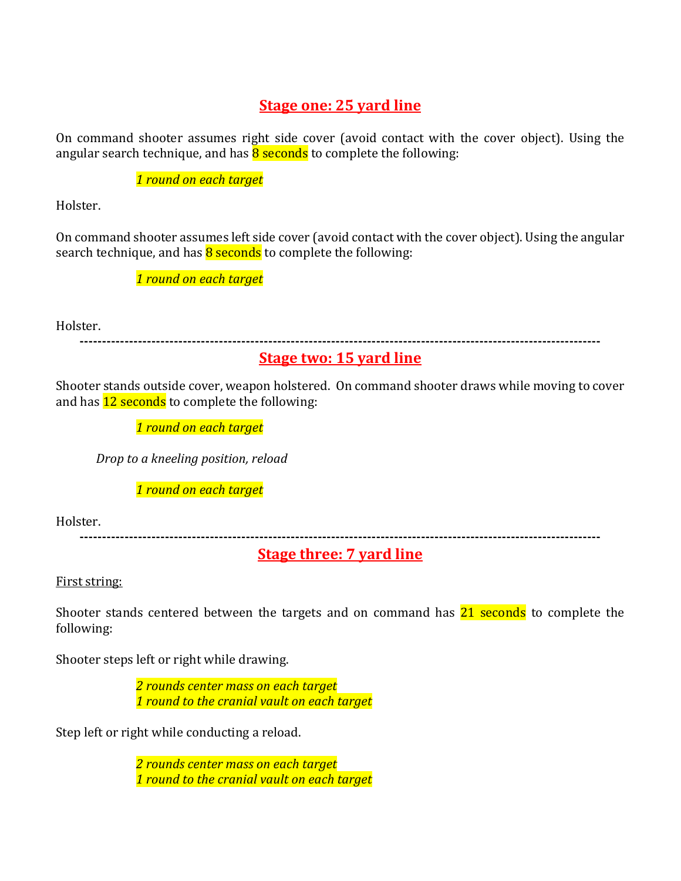## Stage one: 25 yard line

On command shooter assumes right side cover (avoid contact with the cover object). Using the angular search technique, and has 8 seconds to complete the following:

*1 round on each target*

Holster.

On command shooter assumes left side cover (avoid contact with the cover object). Using the angular search technique, and has 8 seconds to complete the following:

*1 round on each target*

Holster.

---

## Stage two: 15 yard line

Shooter stands outside cover, weapon holstered. On command shooter draws while moving to cover and has 12 seconds to complete the following:

*1 round on each target*

*Drop to a kneeling position, reload*

*1 round on each target*

Holster.

---

## Stage three: 7 yard line

First string:

Shooter stands centered between the targets and on command has 21 seconds to complete the following:

Shooter steps left or right while drawing.

*2 rounds center mass on each target*
*1 round to the cranial vault on each target*

Step left or right while conducting a reload.

*2 rounds center mass on each target*
*1 round to the cranial vault on each target*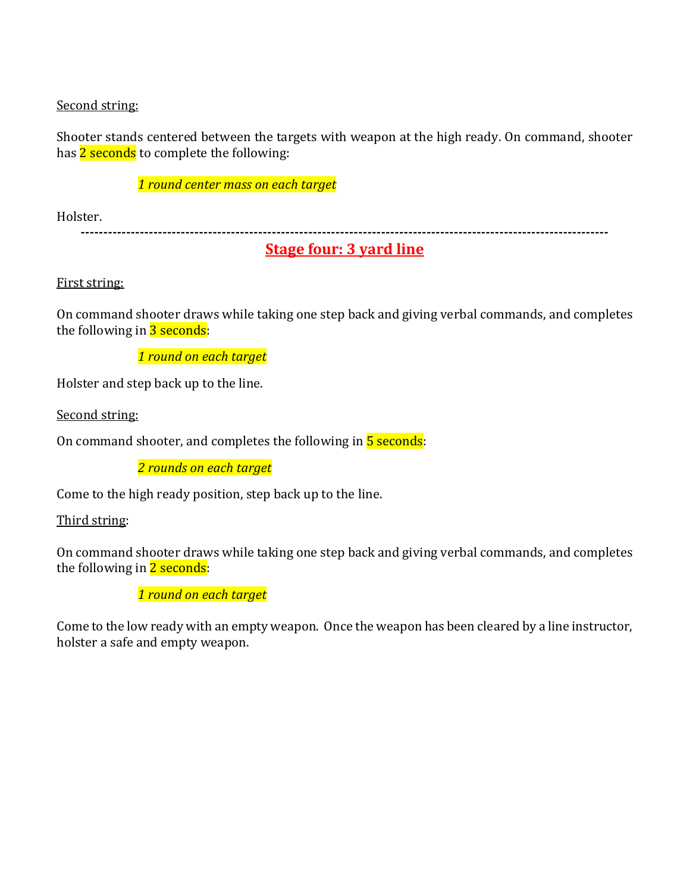Second string:

Shooter stands centered between the targets with weapon at the high ready. On command, shooter has 2 seconds to complete the following:

*1 round center mass on each target*

Holster.

---

## Stage four: 3 yard line

First string:

On command shooter draws while taking one step back and giving verbal commands, and completes the following in 3 seconds:

*1 round on each target*

Holster and step back up to the line.

Second string:

On command shooter, and completes the following in 5 seconds:

*2 rounds on each target*

Come to the high ready position, step back up to the line.

Third string:

On command shooter draws while taking one step back and giving verbal commands, and completes the following in 2 seconds:

*1 round on each target*

Come to the low ready with an empty weapon. Once the weapon has been cleared by a line instructor, holster a safe and empty weapon.